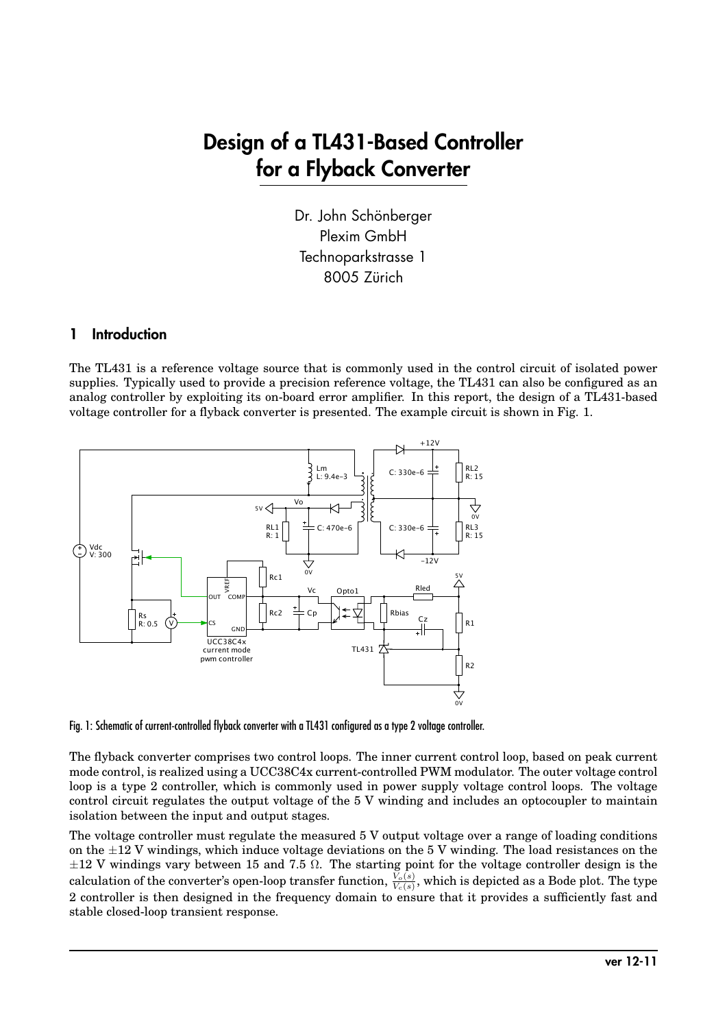# Design of a TL431-Based Controller for a Flyback Converter

Dr. John Schönberger
Plexim GmbH
Technoparkstrasse 1
8005 Zürich

## 1 Introduction

The TL431 is a reference voltage source that is commonly used in the control circuit of isolated power supplies. Typically used to provide a precision reference voltage, the TL431 can also be configured as an analog controller by exploiting its on-board error amplifier. In this report, the design of a TL431-based voltage controller for a flyback converter is presented. The example circuit is shown in Fig. 1.

Fig. 1: Schematic of current-controlled flyback converter with a TL431 configured as a type 2 voltage controller.

The flyback converter comprises two control loops. The inner current control loop, based on peak current mode control, is realized using a UCC38C4x current-controlled PWM modulator. The outer voltage control loop is a type 2 controller, which is commonly used in power supply voltage control loops. The voltage control circuit regulates the output voltage of the 5 V winding and includes an optocoupler to maintain isolation between the input and output stages.

The voltage controller must regulate the measured 5 V output voltage over a range of loading conditions on the $\pm 12$ V windings, which induce voltage deviations on the 5 V winding. The load resistances on the $\pm 12$ V windings vary between 15 and 7.5 $\Omega$. The starting point for the voltage controller design is the calculation of the converter's open-loop transfer function, $\frac{V_o(s)}{V_c(s)}$, which is depicted as a Bode plot. The type 2 controller is then designed in the frequency domain to ensure that it provides a sufficiently fast and stable closed-loop transient response.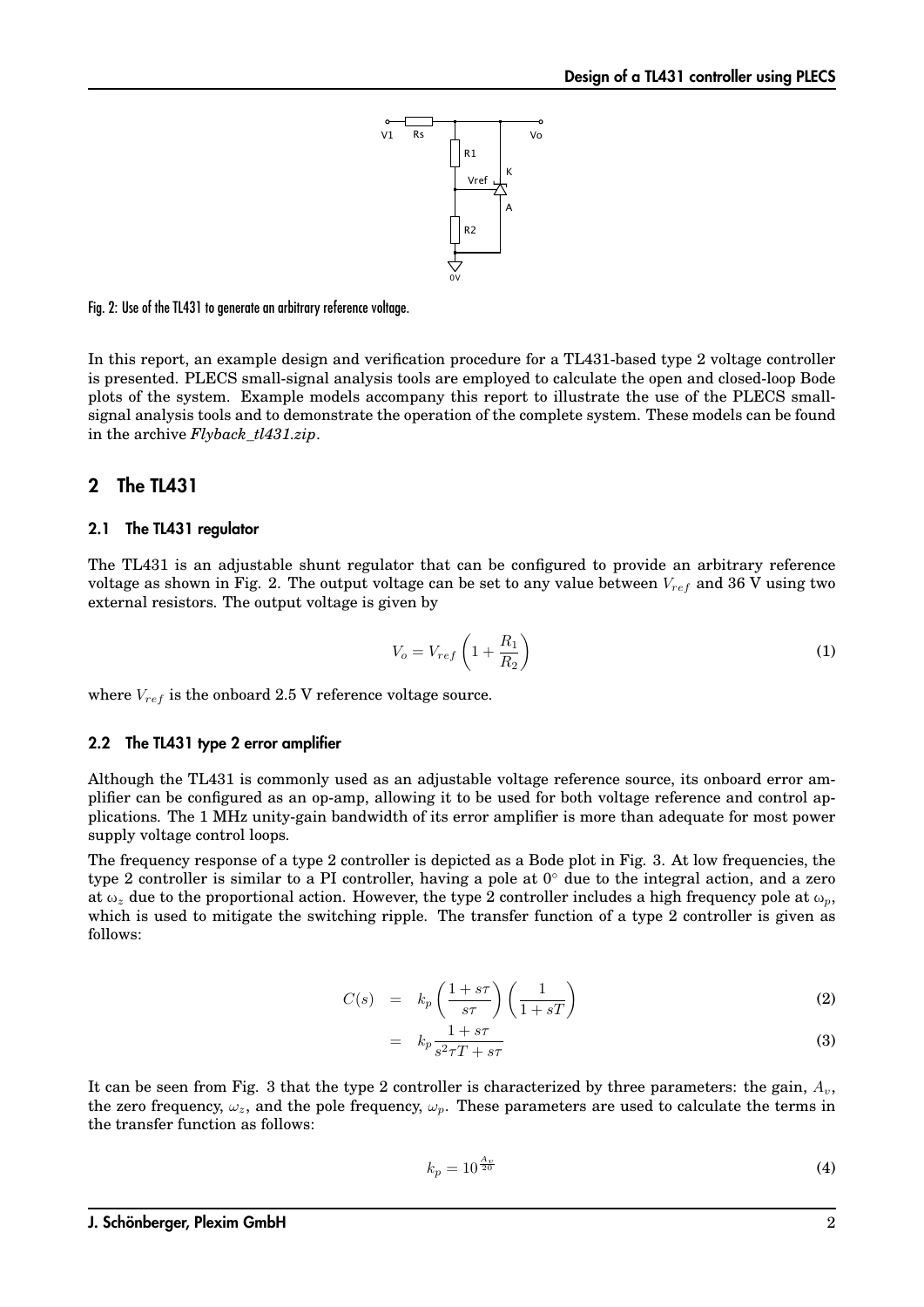Fig. 2: Use of the TL431 to generate an arbitrary reference voltage.

In this report, an example design and verification procedure for a TL431-based type 2 voltage controller is presented. PLECS small-signal analysis tools are employed to calculate the open and closed-loop Bode plots of the system. Example models accompany this report to illustrate the use of the PLECS small-signal analysis tools and to demonstrate the operation of the complete system. These models can be found in the archive *Flyback_tl431.zip*.

## 2 The TL431

### 2.1 The TL431 regulator

The TL431 is an adjustable shunt regulator that can be configured to provide an arbitrary reference voltage as shown in Fig. 2. The output voltage can be set to any value between $V_{ref}$ and 36 V using two external resistors. The output voltage is given by

$$V_o = V_{ref}\left(1 + \frac{R_1}{R_2}\right) \tag{1}$$

where $V_{ref}$ is the onboard 2.5 V reference voltage source.

### 2.2 The TL431 type 2 error amplifier

Although the TL431 is commonly used as an adjustable voltage reference source, its onboard error amplifier can be configured as an op-amp, allowing it to be used for both voltage reference and control applications. The 1 MHz unity-gain bandwidth of its error amplifier is more than adequate for most power supply voltage control loops.

The frequency response of a type 2 controller is depicted as a Bode plot in Fig. 3. At low frequencies, the type 2 controller is similar to a PI controller, having a pole at 0° due to the integral action, and a zero at $\omega_z$ due to the proportional action. However, the type 2 controller includes a high frequency pole at $\omega_p$, which is used to mitigate the switching ripple. The transfer function of a type 2 controller is given as follows:

$$C(s) = k_p\left(\frac{1 + s\tau}{s\tau}\right)\left(\frac{1}{1 + sT}\right) \tag{2}$$

$$= k_p\frac{1 + s\tau}{s^2\tau T + s\tau} \tag{3}$$

It can be seen from Fig. 3 that the type 2 controller is characterized by three parameters: the gain, $A_v$, the zero frequency, $\omega_z$, and the pole frequency, $\omega_p$. These parameters are used to calculate the terms in the transfer function as follows:

$$k_p = 10^{\frac{A_v}{20}} \tag{4}$$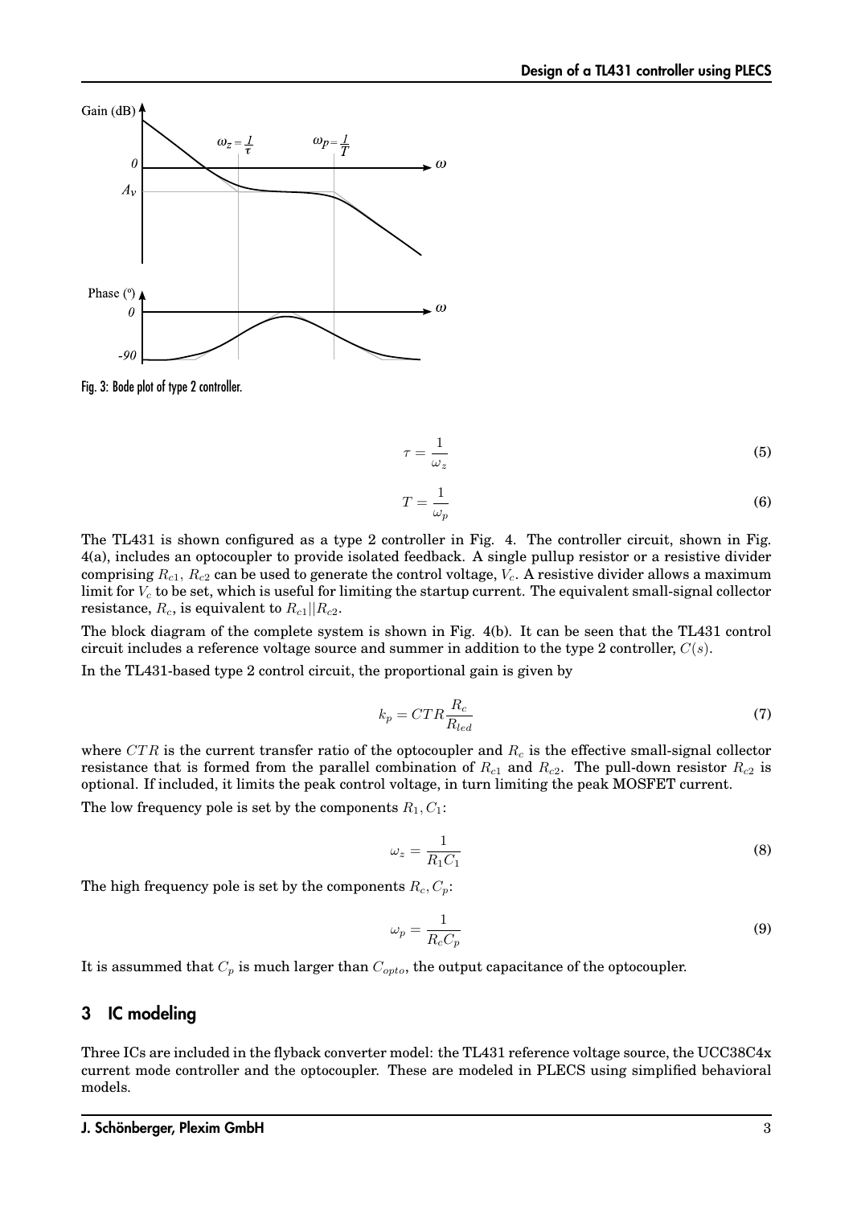Fig. 3: Bode plot of type 2 controller.

$$\tau = \frac{1}{\omega_z} \tag{5}$$

$$T = \frac{1}{\omega_p} \tag{6}$$

The TL431 is shown configured as a type 2 controller in Fig. 4. The controller circuit, shown in Fig. 4(a), includes an optocoupler to provide isolated feedback. A single pullup resistor or a resistive divider comprising $R_{c1}$, $R_{c2}$ can be used to generate the control voltage, $V_c$. A resistive divider allows a maximum limit for $V_c$ to be set, which is useful for limiting the startup current. The equivalent small-signal collector resistance, $R_c$, is equivalent to $R_{c1}||R_{c2}$.

The block diagram of the complete system is shown in Fig. 4(b). It can be seen that the TL431 control circuit includes a reference voltage source and summer in addition to the type 2 controller, $C(s)$.

In the TL431-based type 2 control circuit, the proportional gain is given by

$$k_p = CTR\frac{R_c}{R_{led}} \tag{7}$$

where $CTR$ is the current transfer ratio of the optocoupler and $R_c$ is the effective small-signal collector resistance that is formed from the parallel combination of $R_{c1}$ and $R_{c2}$. The pull-down resistor $R_{c2}$ is optional. If included, it limits the peak control voltage, in turn limiting the peak MOSFET current.

The low frequency pole is set by the components $R_1, C_1$:

$$\omega_z = \frac{1}{R_1 C_1} \tag{8}$$

The high frequency pole is set by the components $R_c, C_p$:

$$\omega_p = \frac{1}{R_c C_p} \tag{9}$$

It is assummed that $C_p$ is much larger than $C_{opto}$, the output capacitance of the optocoupler.

## 3 IC modeling

Three ICs are included in the flyback converter model: the TL431 reference voltage source, the UCC38C4x current mode controller and the optocoupler. These are modeled in PLECS using simplified behavioral models.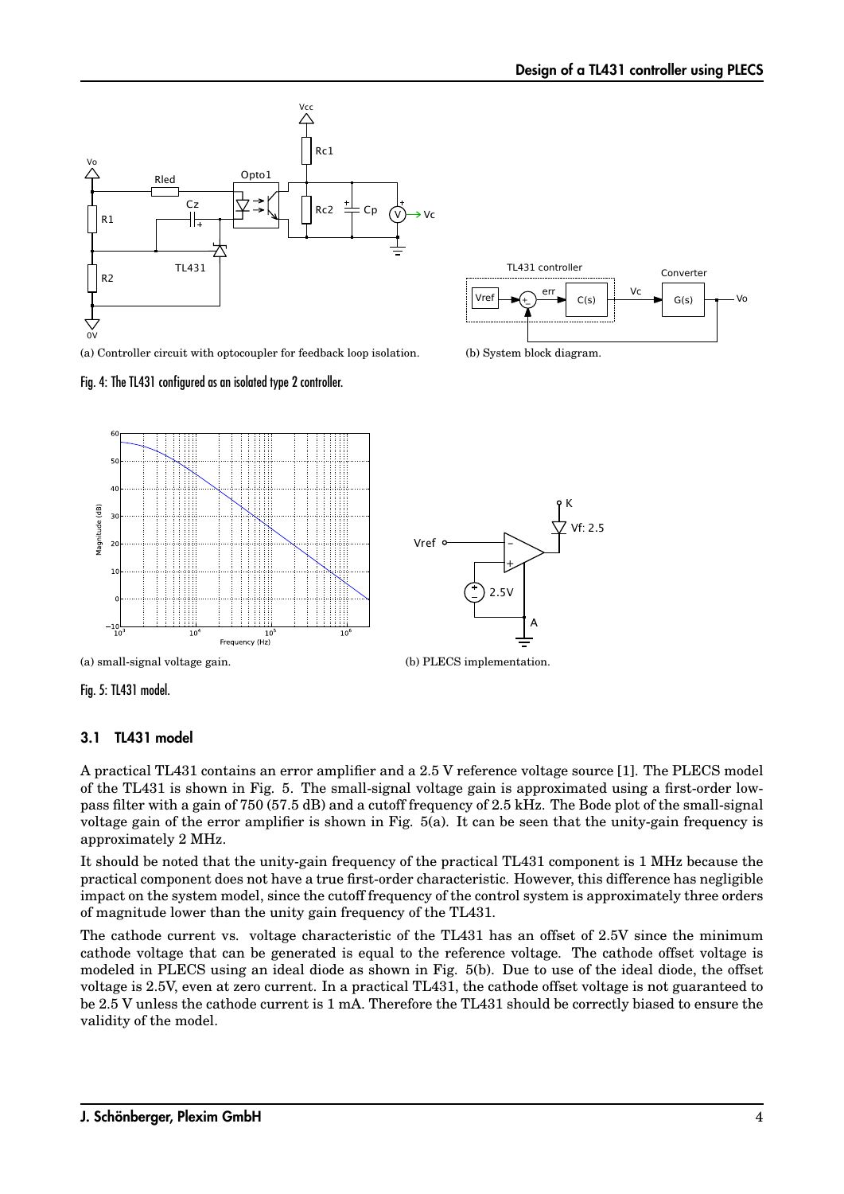(a) Controller circuit with optocoupler for feedback loop isolation.

(b) System block diagram.

Fig. 4: The TL431 configured as an isolated type 2 controller.

(a) small-signal voltage gain.

(b) PLECS implementation.

Fig. 5: TL431 model.

### 3.1 TL431 model

A practical TL431 contains an error amplifier and a 2.5 V reference voltage source [1]. The PLECS model of the TL431 is shown in Fig. 5. The small-signal voltage gain is approximated using a first-order low-pass filter with a gain of 750 (57.5 dB) and a cutoff frequency of 2.5 kHz. The Bode plot of the small-signal voltage gain of the error amplifier is shown in Fig. 5(a). It can be seen that the unity-gain frequency is approximately 2 MHz.

It should be noted that the unity-gain frequency of the practical TL431 component is 1 MHz because the practical component does not have a true first-order characteristic. However, this difference has negligible impact on the system model, since the cutoff frequency of the control system is approximately three orders of magnitude lower than the unity gain frequency of the TL431.

The cathode current vs. voltage characteristic of the TL431 has an offset of 2.5V since the minimum cathode voltage that can be generated is equal to the reference voltage. The cathode offset voltage is modeled in PLECS using an ideal diode as shown in Fig. 5(b). Due to use of the ideal diode, the offset voltage is 2.5V, even at zero current. In a practical TL431, the cathode offset voltage is not guaranteed to be 2.5 V unless the cathode current is 1 mA. Therefore the TL431 should be correctly biased to ensure the validity of the model.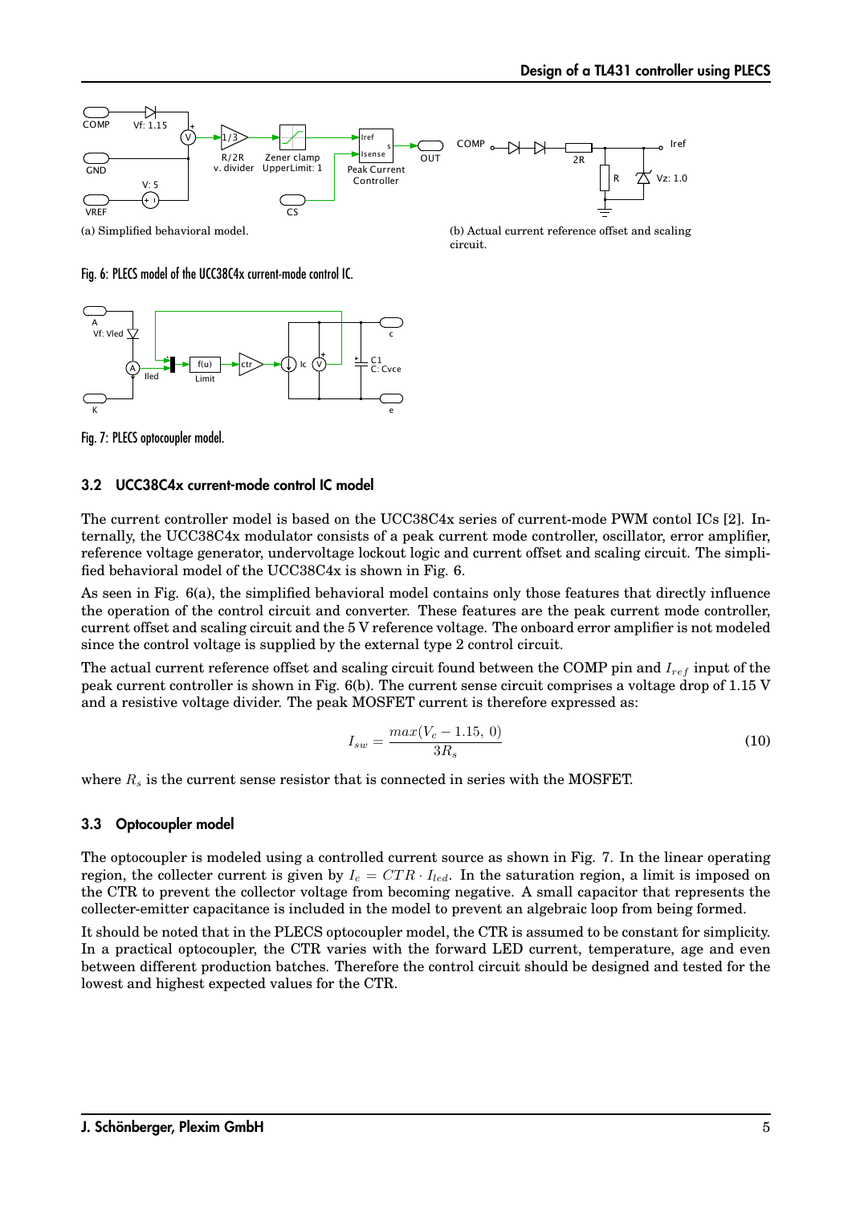(a) Simplified behavioral model.

(b) Actual current reference offset and scaling circuit.

Fig. 6: PLECS model of the UCC38C4x current-mode control IC.

Fig. 7: PLECS optocoupler model.

### 3.2 UCC38C4x current-mode control IC model

The current controller model is based on the UCC38C4x series of current-mode PWM contol ICs [2]. Internally, the UCC38C4x modulator consists of a peak current mode controller, oscillator, error amplifier, reference voltage generator, undervoltage lockout logic and current offset and scaling circuit. The simplified behavioral model of the UCC38C4x is shown in Fig. 6.

As seen in Fig. 6(a), the simplified behavioral model contains only those features that directly influence the operation of the control circuit and converter. These features are the peak current mode controller, current offset and scaling circuit and the 5 V reference voltage. The onboard error amplifier is not modeled since the control voltage is supplied by the external type 2 control circuit.

The actual current reference offset and scaling circuit found between the COMP pin and $I_{ref}$ input of the peak current controller is shown in Fig. 6(b). The current sense circuit comprises a voltage drop of 1.15 V and a resistive voltage divider. The peak MOSFET current is therefore expressed as:

$$I_{sw} = \frac{max(V_c - 1.15,\ 0)}{3R_s} \tag{10}$$

where $R_s$ is the current sense resistor that is connected in series with the MOSFET.

### 3.3 Optocoupler model

The optocoupler is modeled using a controlled current source as shown in Fig. 7. In the linear operating region, the collecter current is given by $I_c = CTR \cdot I_{led}$. In the saturation region, a limit is imposed on the CTR to prevent the collector voltage from becoming negative. A small capacitor that represents the collecter-emitter capacitance is included in the model to prevent an algebraic loop from being formed.

It should be noted that in the PLECS optocoupler model, the CTR is assumed to be constant for simplicity. In a practical optocoupler, the CTR varies with the forward LED current, temperature, age and even between different production batches. Therefore the control circuit should be designed and tested for the lowest and highest expected values for the CTR.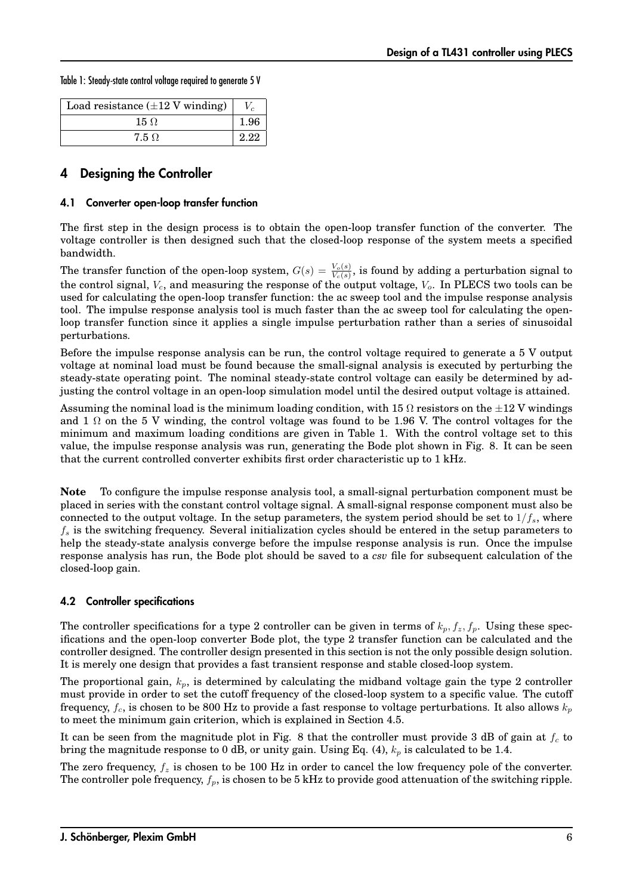Table 1: Steady-state control voltage required to generate 5 V

| Load resistance ($\pm$12 V winding) | $V_c$ |
|---|---|
| 15 Ω | 1.96 |
| 7.5 Ω | 2.22 |

## 4 Designing the Controller

### 4.1 Converter open-loop transfer function

The first step in the design process is to obtain the open-loop transfer function of the converter. The voltage controller is then designed such that the closed-loop response of the system meets a specified bandwidth.

The transfer function of the open-loop system, $G(s) = \frac{V_o(s)}{V_c(s)}$, is found by adding a perturbation signal to the control signal, $V_c$, and measuring the response of the output voltage, $V_o$. In PLECS two tools can be used for calculating the open-loop transfer function: the ac sweep tool and the impulse response analysis tool. The impulse response analysis tool is much faster than the ac sweep tool for calculating the open-loop transfer function since it applies a single impulse perturbation rather than a series of sinusoidal perturbations.

Before the impulse response analysis can be run, the control voltage required to generate a 5 V output voltage at nominal load must be found because the small-signal analysis is executed by perturbing the steady-state operating point. The nominal steady-state control voltage can easily be determined by adjusting the control voltage in an open-loop simulation model until the desired output voltage is attained.

Assuming the nominal load is the minimum loading condition, with 15 Ω resistors on the $\pm$12 V windings and 1 Ω on the 5 V winding, the control voltage was found to be 1.96 V. The control voltages for the minimum and maximum loading conditions are given in Table 1. With the control voltage set to this value, the impulse response analysis was run, generating the Bode plot shown in Fig. 8. It can be seen that the current controlled converter exhibits first order characteristic up to 1 kHz.

**Note** To configure the impulse response analysis tool, a small-signal perturbation component must be placed in series with the constant control voltage signal. A small-signal response component must also be connected to the output voltage. In the setup parameters, the system period should be set to $1/f_s$, where $f_s$ is the switching frequency. Several initialization cycles should be entered in the setup parameters to help the steady-state analysis converge before the impulse response analysis is run. Once the impulse response analysis has run, the Bode plot should be saved to a *csv* file for subsequent calculation of the closed-loop gain.

### 4.2 Controller specifications

The controller specifications for a type 2 controller can be given in terms of $k_p, f_z, f_p$. Using these specifications and the open-loop converter Bode plot, the type 2 transfer function can be calculated and the controller designed. The controller design presented in this section is not the only possible design solution. It is merely one design that provides a fast transient response and stable closed-loop system.

The proportional gain, $k_p$, is determined by calculating the midband voltage gain the type 2 controller must provide in order to set the cutoff frequency of the closed-loop system to a specific value. The cutoff frequency, $f_c$, is chosen to be 800 Hz to provide a fast response to voltage perturbations. It also allows $k_p$ to meet the minimum gain criterion, which is explained in Section 4.5.

It can be seen from the magnitude plot in Fig. 8 that the controller must provide 3 dB of gain at $f_c$ to bring the magnitude response to 0 dB, or unity gain. Using Eq. (4), $k_p$ is calculated to be 1.4.

The zero frequency, $f_z$ is chosen to be 100 Hz in order to cancel the low frequency pole of the converter. The controller pole frequency, $f_p$, is chosen to be 5 kHz to provide good attenuation of the switching ripple.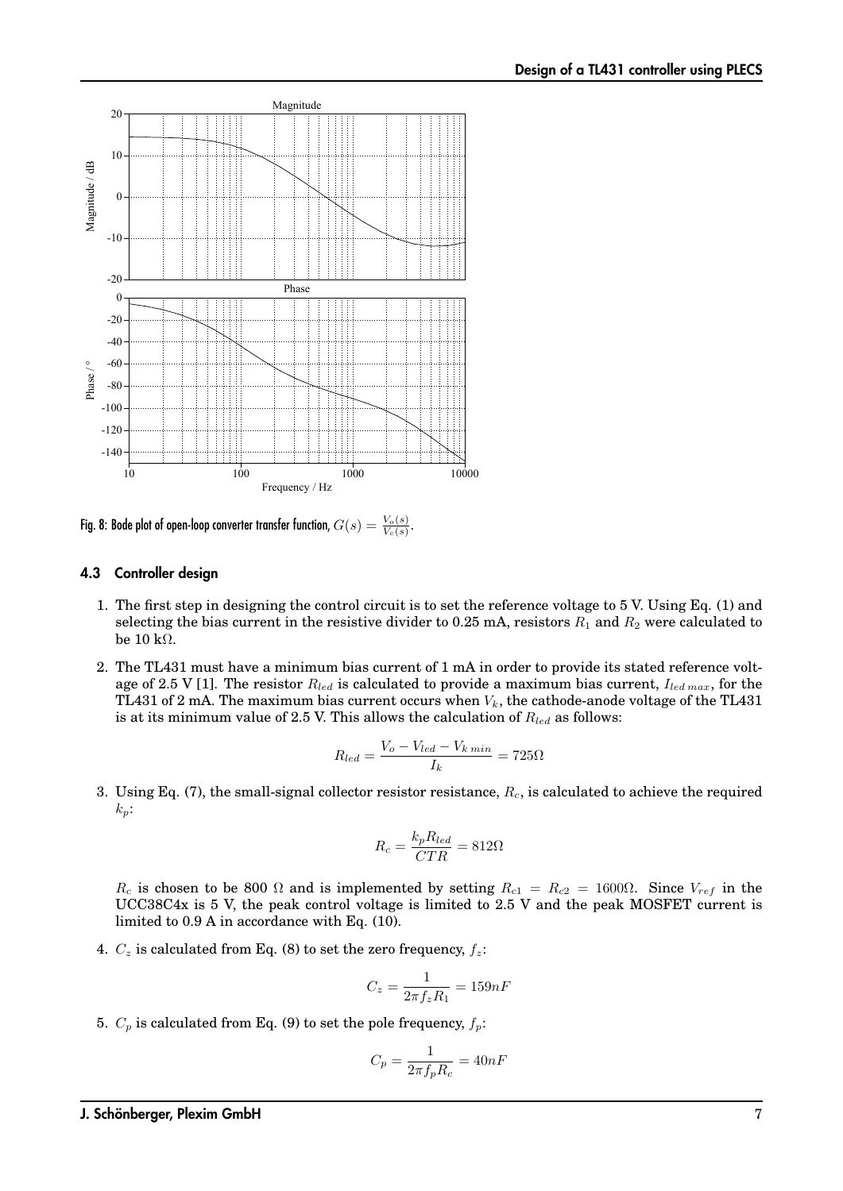Fig. 8: Bode plot of open-loop converter transfer function, $G(s) = \frac{V_o(s)}{V_c(s)}$.

### 4.3 Controller design

1. The first step in designing the control circuit is to set the reference voltage to 5 V. Using Eq. (1) and selecting the bias current in the resistive divider to 0.25 mA, resistors $R_1$ and $R_2$ were calculated to be 10 kΩ.

2. The TL431 must have a minimum bias current of 1 mA in order to provide its stated reference voltage of 2.5 V [1]. The resistor $R_{led}$ is calculated to provide a maximum bias current, $I_{led\,max}$, for the TL431 of 2 mA. The maximum bias current occurs when $V_k$, the cathode-anode voltage of the TL431 is at its minimum value of 2.5 V. This allows the calculation of $R_{led}$ as follows:

$$R_{led} = \frac{V_o - V_{led} - V_{k\,min}}{I_k} = 725\Omega$$

3. Using Eq. (7), the small-signal collector resistor resistance, $R_c$, is calculated to achieve the required $k_p$:

$$R_c = \frac{k_p R_{led}}{CTR} = 812\Omega$$

$R_c$ is chosen to be 800 Ω and is implemented by setting $R_{c1} = R_{c2} = 1600\Omega$. Since $V_{ref}$ in the UCC38C4x is 5 V, the peak control voltage is limited to 2.5 V and the peak MOSFET current is limited to 0.9 A in accordance with Eq. (10).

4. $C_z$ is calculated from Eq. (8) to set the zero frequency, $f_z$:

$$C_z = \frac{1}{2\pi f_z R_1} = 159nF$$

5. $C_p$ is calculated from Eq. (9) to set the pole frequency, $f_p$:

$$C_p = \frac{1}{2\pi f_p R_c} = 40nF$$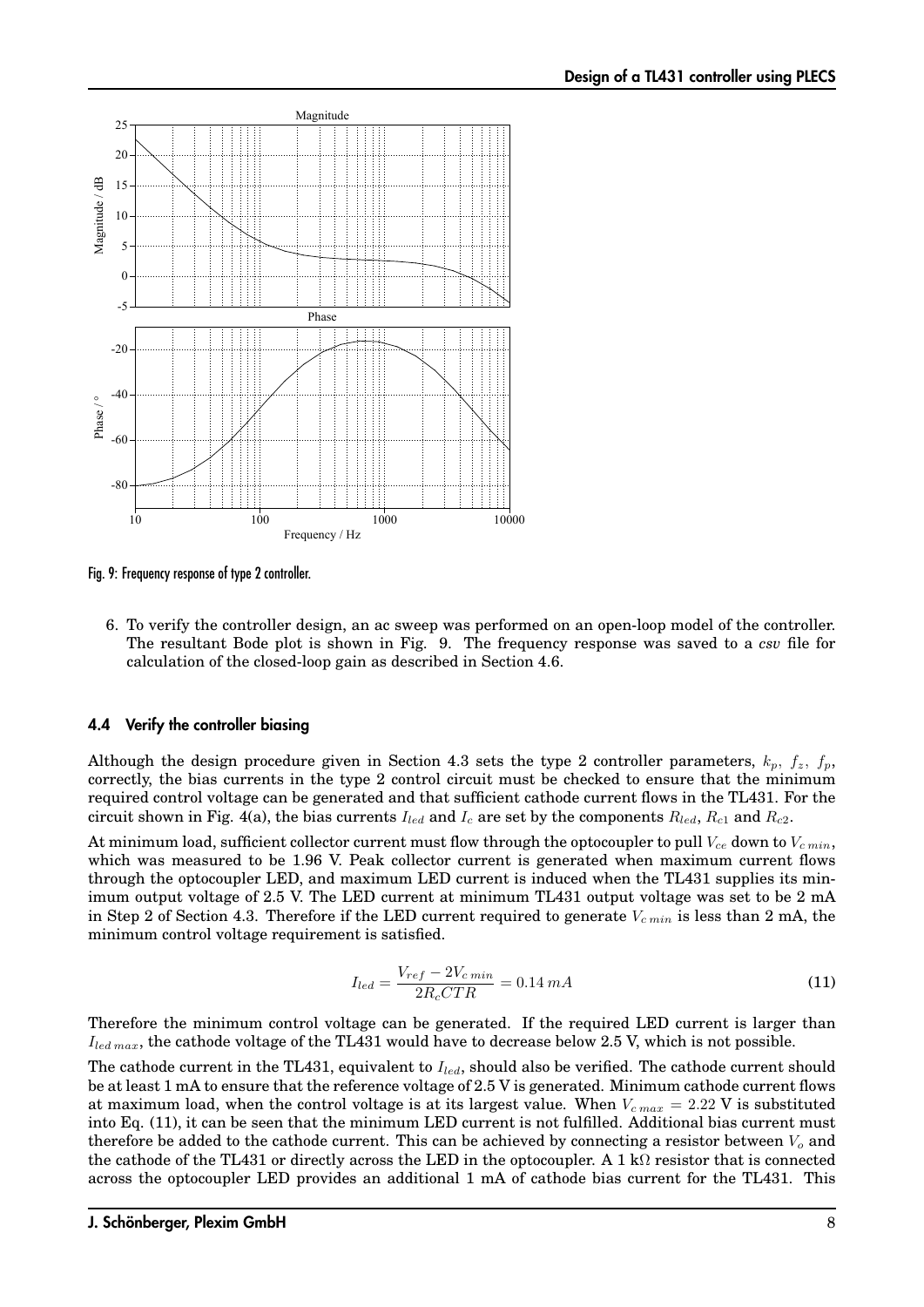Fig. 9: Frequency response of type 2 controller.

6. To verify the controller design, an ac sweep was performed on an open-loop model of the controller. The resultant Bode plot is shown in Fig. 9. The frequency response was saved to a *csv* file for calculation of the closed-loop gain as described in Section 4.6.

### 4.4 Verify the controller biasing

Although the design procedure given in Section 4.3 sets the type 2 controller parameters, $k_p$, $f_z$, $f_p$, correctly, the bias currents in the type 2 control circuit must be checked to ensure that the minimum required control voltage can be generated and that sufficient cathode current flows in the TL431. For the circuit shown in Fig. 4(a), the bias currents $I_{led}$ and $I_c$ are set by the components $R_{led}$, $R_{c1}$ and $R_{c2}$.

At minimum load, sufficient collector current must flow through the optocoupler to pull $V_{ce}$ down to $V_{c\,min}$, which was measured to be 1.96 V. Peak collector current is generated when maximum current flows through the optocoupler LED, and maximum LED current is induced when the TL431 supplies its minimum output voltage of 2.5 V. The LED current at minimum TL431 output voltage was set to be 2 mA in Step 2 of Section 4.3. Therefore if the LED current required to generate $V_{c\,min}$ is less than 2 mA, the minimum control voltage requirement is satisfied.

$$I_{led} = \frac{V_{ref} - 2V_{c\,min}}{2R_c CTR} = 0.14\,mA \tag{11}$$

Therefore the minimum control voltage can be generated. If the required LED current is larger than $I_{led\,max}$, the cathode voltage of the TL431 would have to decrease below 2.5 V, which is not possible.

The cathode current in the TL431, equivalent to $I_{led}$, should also be verified. The cathode current should be at least 1 mA to ensure that the reference voltage of 2.5 V is generated. Minimum cathode current flows at maximum load, when the control voltage is at its largest value. When $V_{c\,max} = 2.22$ V is substituted into Eq. (11), it can be seen that the minimum LED current is not fulfilled. Additional bias current must therefore be added to the cathode current. This can be achieved by connecting a resistor between $V_o$ and the cathode of the TL431 or directly across the LED in the optocoupler. A 1 kΩ resistor that is connected across the optocoupler LED provides an additional 1 mA of cathode bias current for the TL431. This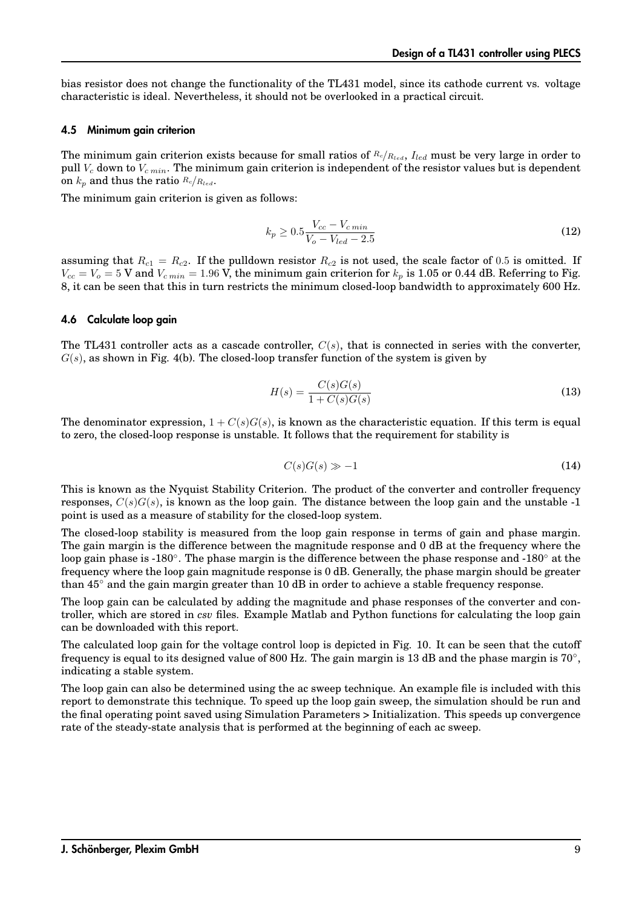bias resistor does not change the functionality of the TL431 model, since its cathode current vs. voltage characteristic is ideal. Nevertheless, it should not be overlooked in a practical circuit.

### 4.5 Minimum gain criterion

The minimum gain criterion exists because for small ratios of $R_c/R_{led}$, $I_{led}$ must be very large in order to pull $V_c$ down to $V_{c\,min}$. The minimum gain criterion is independent of the resistor values but is dependent on $k_p$ and thus the ratio $R_c/R_{led}$.

The minimum gain criterion is given as follows:

$$k_p \geq 0.5\frac{V_{cc} - V_{c\,min}}{V_o - V_{led} - 2.5} \tag{12}$$

assuming that $R_{c1} = R_{c2}$. If the pulldown resistor $R_{c2}$ is not used, the scale factor of $0.5$ is omitted. If $V_{cc} = V_o = 5$ V and $V_{c\,min} = 1.96$ V, the minimum gain criterion for $k_p$ is 1.05 or 0.44 dB. Referring to Fig. 8, it can be seen that this in turn restricts the minimum closed-loop bandwidth to approximately 600 Hz.

### 4.6 Calculate loop gain

The TL431 controller acts as a cascade controller, $C(s)$, that is connected in series with the converter, $G(s)$, as shown in Fig. 4(b). The closed-loop transfer function of the system is given by

$$H(s) = \frac{C(s)G(s)}{1 + C(s)G(s)} \tag{13}$$

The denominator expression, $1 + C(s)G(s)$, is known as the characteristic equation. If this term is equal to zero, the closed-loop response is unstable. It follows that the requirement for stability is

$$C(s)G(s) \gg -1 \tag{14}$$

This is known as the Nyquist Stability Criterion. The product of the converter and controller frequency responses, $C(s)G(s)$, is known as the loop gain. The distance between the loop gain and the unstable -1 point is used as a measure of stability for the closed-loop system.

The closed-loop stability is measured from the loop gain response in terms of gain and phase margin. The gain margin is the difference between the magnitude response and 0 dB at the frequency where the loop gain phase is -180°. The phase margin is the difference between the phase response and -180° at the frequency where the loop gain magnitude response is 0 dB. Generally, the phase margin should be greater than 45° and the gain margin greater than 10 dB in order to achieve a stable frequency response.

The loop gain can be calculated by adding the magnitude and phase responses of the converter and controller, which are stored in *csv* files. Example Matlab and Python functions for calculating the loop gain can be downloaded with this report.

The calculated loop gain for the voltage control loop is depicted in Fig. 10. It can be seen that the cutoff frequency is equal to its designed value of 800 Hz. The gain margin is 13 dB and the phase margin is 70°, indicating a stable system.

The loop gain can also be determined using the ac sweep technique. An example file is included with this report to demonstrate this technique. To speed up the loop gain sweep, the simulation should be run and the final operating point saved using Simulation Parameters > Initialization. This speeds up convergence rate of the steady-state analysis that is performed at the beginning of each ac sweep.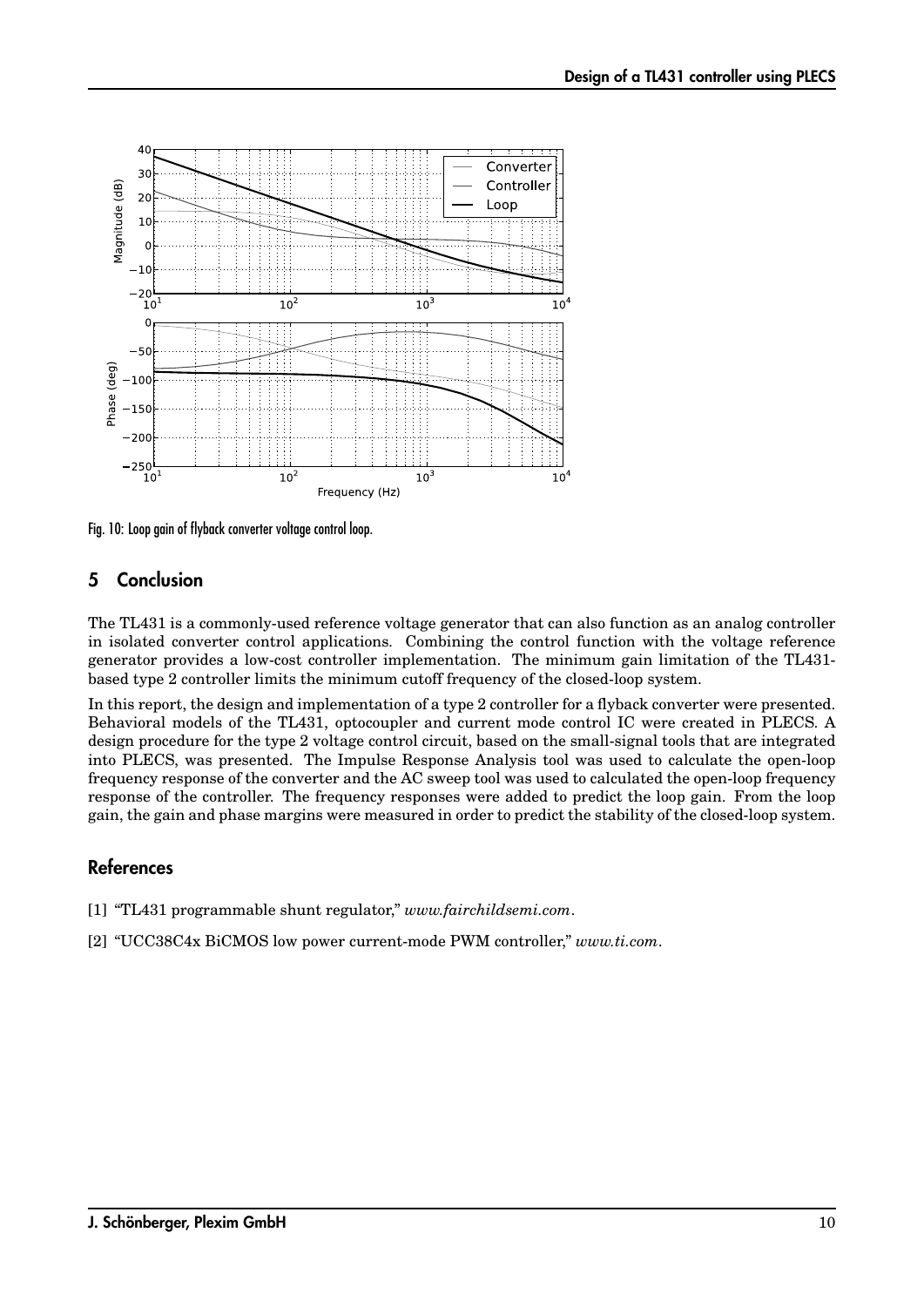Fig. 10: Loop gain of flyback converter voltage control loop.

## 5 Conclusion

The TL431 is a commonly-used reference voltage generator that can also function as an analog controller in isolated converter control applications. Combining the control function with the voltage reference generator provides a low-cost controller implementation. The minimum gain limitation of the TL431-based type 2 controller limits the minimum cutoff frequency of the closed-loop system.

In this report, the design and implementation of a type 2 controller for a flyback converter were presented. Behavioral models of the TL431, optocoupler and current mode control IC were created in PLECS. A design procedure for the type 2 voltage control circuit, based on the small-signal tools that are integrated into PLECS, was presented. The Impulse Response Analysis tool was used to calculate the open-loop frequency response of the converter and the AC sweep tool was used to calculated the open-loop frequency response of the controller. The frequency responses were added to predict the loop gain. From the loop gain, the gain and phase margins were measured in order to predict the stability of the closed-loop system.

## References

[1] "TL431 programmable shunt regulator," *www.fairchildsemi.com*.

[2] "UCC38C4x BiCMOS low power current-mode PWM controller," *www.ti.com*.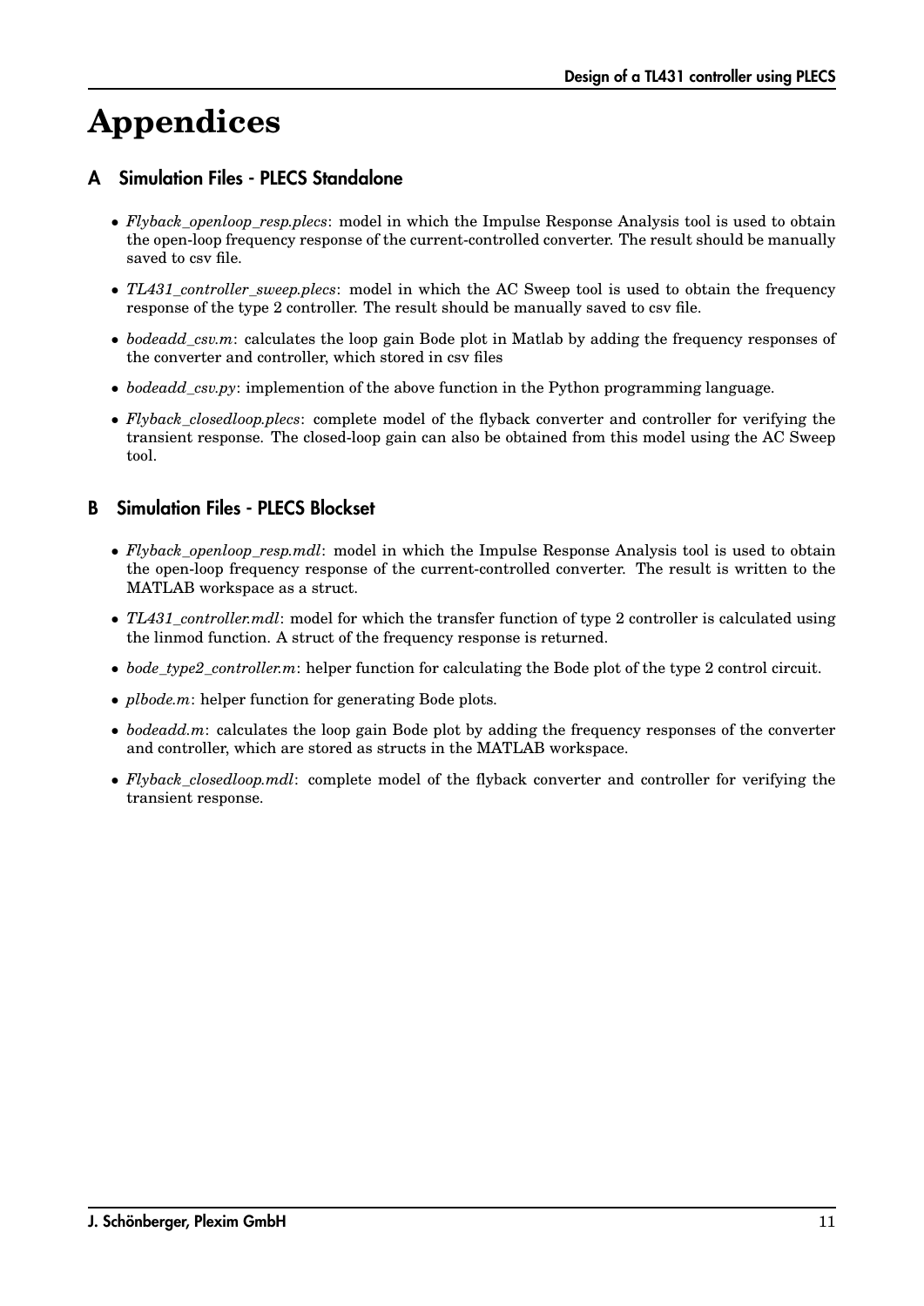# Appendices

## A Simulation Files - PLECS Standalone

- *Flyback_openloop_resp.plecs*: model in which the Impulse Response Analysis tool is used to obtain the open-loop frequency response of the current-controlled converter. The result should be manually saved to csv file.
- *TL431_controller_sweep.plecs*: model in which the AC Sweep tool is used to obtain the frequency response of the type 2 controller. The result should be manually saved to csv file.
- *bodeadd_csv.m*: calculates the loop gain Bode plot in Matlab by adding the frequency responses of the converter and controller, which stored in csv files
- *bodeadd_csv.py*: implemention of the above function in the Python programming language.
- *Flyback_closedloop.plecs*: complete model of the flyback converter and controller for verifying the transient response. The closed-loop gain can also be obtained from this model using the AC Sweep tool.

## B Simulation Files - PLECS Blockset

- *Flyback_openloop_resp.mdl*: model in which the Impulse Response Analysis tool is used to obtain the open-loop frequency response of the current-controlled converter. The result is written to the MATLAB workspace as a struct.
- *TL431_controller.mdl*: model for which the transfer function of type 2 controller is calculated using the linmod function. A struct of the frequency response is returned.
- *bode_type2_controller.m*: helper function for calculating the Bode plot of the type 2 control circuit.
- *plbode.m*: helper function for generating Bode plots.
- *bodeadd.m*: calculates the loop gain Bode plot by adding the frequency responses of the converter and controller, which are stored as structs in the MATLAB workspace.
- *Flyback_closedloop.mdl*: complete model of the flyback converter and controller for verifying the transient response.